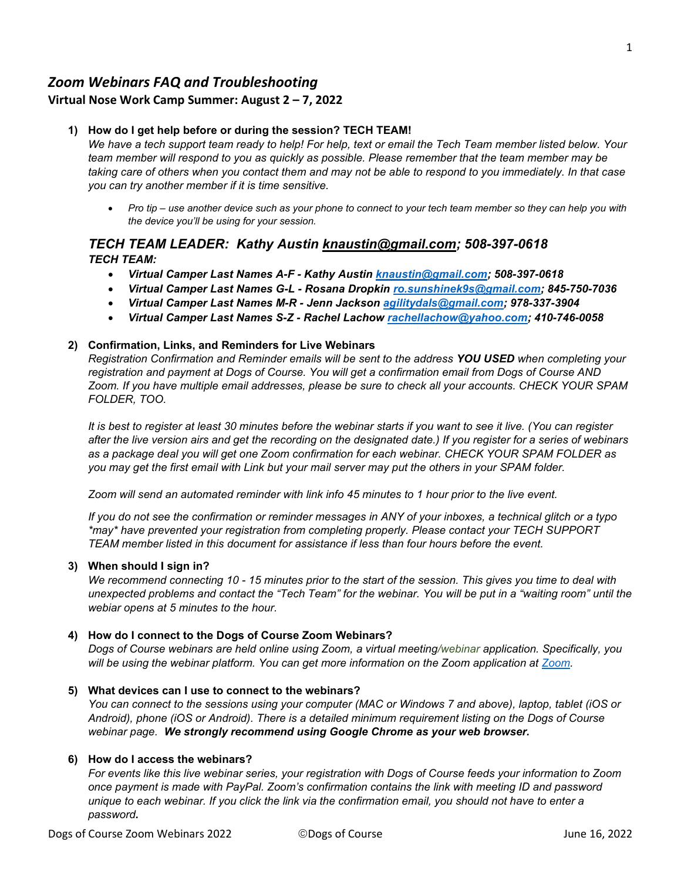# *Zoom Webinars FAQ and Troubleshooting*

**Virtual Nose Work Camp Summer: August 2 – 7, 2022**

1) **How do I get help before or during the session? TECH TEAM!**
   *We have a tech support team ready to help! For help, text or email the Tech Team member listed below. Your team member will respond to you as quickly as possible. Please remember that the team member may be taking care of others when you contact them and may not be able to respond to you immediately. In that case you can try another member if it is time sensitive.*

   - *Pro tip – use another device such as your phone to connect to your tech team member so they can help you with the device you'll be using for your session.*

   ### *TECH TEAM LEADER: Kathy Austin knaustin@gmail.com; 508-397-0618*

   ***TECH TEAM:***

   - ***Virtual Camper Last Names A-F - Kathy Austin knaustin@gmail.com; 508-397-0618***
   - ***Virtual Camper Last Names G-L - Rosana Dropkin ro.sunshinek9s@gmail.com; 845-750-7036***
   - ***Virtual Camper Last Names M-R - Jenn Jackson agilitydals@gmail.com; 978-337-3904***
   - ***Virtual Camper Last Names S-Z - Rachel Lachow rachellachow@yahoo.com; 410-746-0058***

2) **Confirmation, Links, and Reminders for Live Webinars**
   *Registration Confirmation and Reminder emails will be sent to the address **YOU USED** when completing your registration and payment at Dogs of Course. You will get a confirmation email from Dogs of Course AND Zoom. If you have multiple email addresses, please be sure to check all your accounts. CHECK YOUR SPAM FOLDER, TOO.*

   *It is best to register at least 30 minutes before the webinar starts if you want to see it live. (You can register after the live version airs and get the recording on the designated date.) If you register for a series of webinars as a package deal you will get one Zoom confirmation for each webinar. CHECK YOUR SPAM FOLDER as you may get the first email with Link but your mail server may put the others in your SPAM folder.*

   *Zoom will send an automated reminder with link info 45 minutes to 1 hour prior to the live event.*

   *If you do not see the confirmation or reminder messages in ANY of your inboxes, a technical glitch or a typo *may* have prevented your registration from completing properly. Please contact your TECH SUPPORT TEAM member listed in this document for assistance if less than four hours before the event.*

3) **When should I sign in?**
   *We recommend connecting 10 - 15 minutes prior to the start of the session. This gives you time to deal with unexpected problems and contact the "Tech Team" for the webinar. You will be put in a "waiting room" until the webiar opens at 5 minutes to the hour.*

4) **How do I connect to the Dogs of Course Zoom Webinars?**
   *Dogs of Course webinars are held online using Zoom, a virtual meeting/webinar application. Specifically, you will be using the webinar platform. You can get more information on the Zoom application at Zoom.*

5) **What devices can I use to connect to the webinars?**
   *You can connect to the sessions using your computer (MAC or Windows 7 and above), laptop, tablet (iOS or Android), phone (iOS or Android). There is a detailed minimum requirement listing on the Dogs of Course webinar page. **We strongly recommend using Google Chrome as your web browser.***

6) **How do I access the webinars?**
   *For events like this live webinar series, your registration with Dogs of Course feeds your information to Zoom once payment is made with PayPal. Zoom's confirmation contains the link with meeting ID and password unique to each webinar. If you click the link via the confirmation email, you should not have to enter a password.*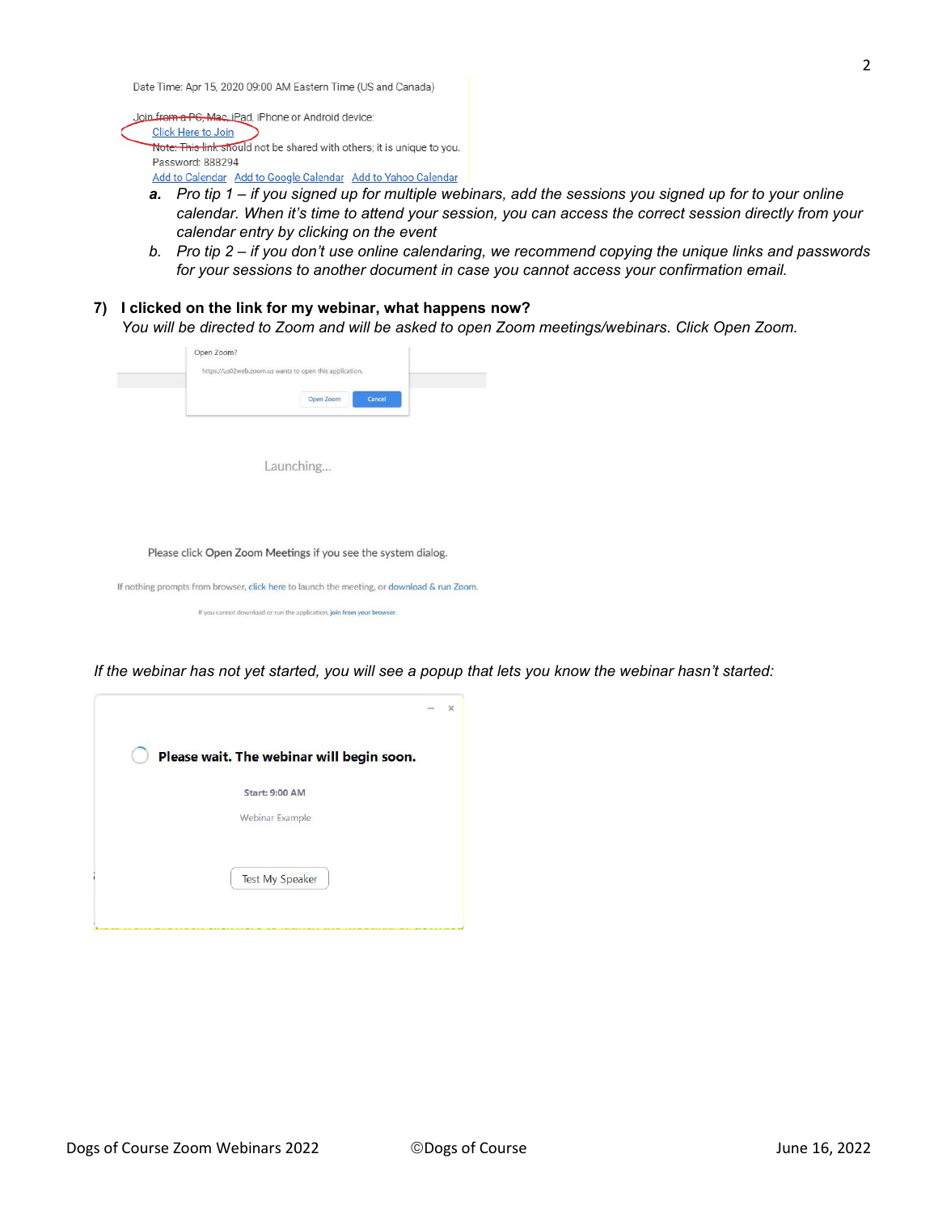Date Time: Apr 15, 2020 09:00 AM Eastern Time (US and Canada)

Join from a PC, Mac, iPad, iPhone or Android device:

Click Here to Join

Note: This link should not be shared with others; it is unique to you.

Password: 888294

Add to Calendar Add to Google Calendar Add to Yahoo Calendar

a. *Pro tip 1 – if you signed up for multiple webinars, add the sessions you signed up for to your online calendar. When it's time to attend your session, you can access the correct session directly from your calendar entry by clicking on the event*

b. *Pro tip 2 – if you don't use online calendaring, we recommend copying the unique links and passwords for your sessions to another document in case you cannot access your confirmation email.*

**7) I clicked on the link for my webinar, what happens now?**

*You will be directed to Zoom and will be asked to open Zoom meetings/webinars. Click Open Zoom.*

Open Zoom?

https://us02web.zoom.us wants to open this application.

Open Zoom Cancel

Launching...

Please click Open Zoom Meetings if you see the system dialog.

If nothing prompts from browser, click here to launch the meeting, or download & run Zoom.

If you cannot download or run the application, join from your browser.

*If the webinar has not yet started, you will see a popup that lets you know the webinar hasn't started:*

**Please wait. The webinar will begin soon.**

Start: 9:00 AM

Webinar Example

Test My Speaker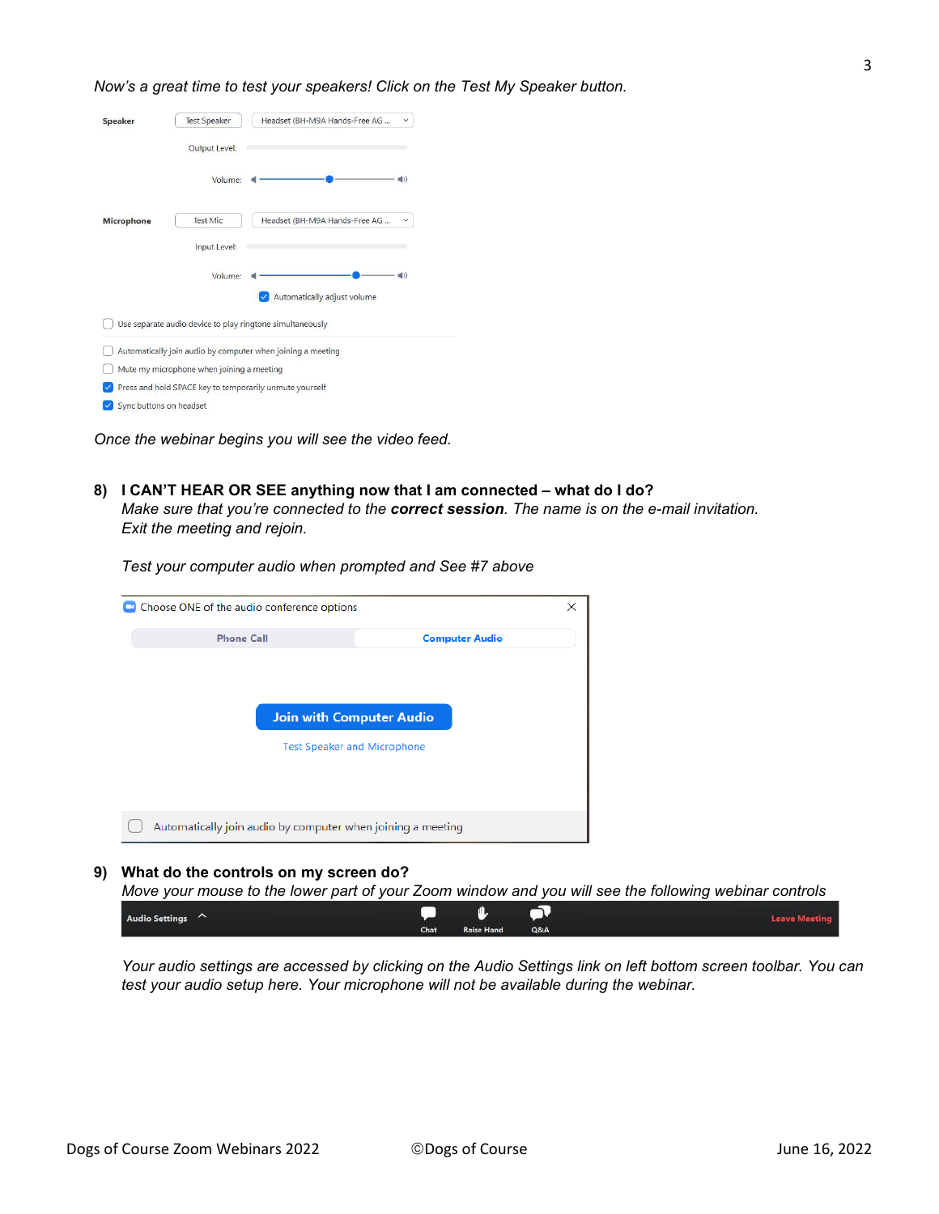*Now's a great time to test your speakers! Click on the Test My Speaker button.*

Speaker | Test Speaker | Headset (BH-M9A Hands-Free AG ...

Output Level:

Volume:

Microphone | Test Mic | Headset (BH-M9A Hands-Free AG ...

Input Level:

Volume:

☑ Automatically adjust volume

☐ Use separate audio device to play ringtone simultaneously

☐ Automatically join audio by computer when joining a meeting

☐ Mute my microphone when joining a meeting

☑ Press and hold SPACE key to temporarily unmute yourself

☑ Sync buttons on headset

*Once the webinar begins you will see the video feed.*

**8) I CAN'T HEAR OR SEE anything now that I am connected – what do I do?**

*Make sure that you're connected to the **correct session**. The name is on the e-mail invitation. Exit the meeting and rejoin.*

*Test your computer audio when prompted and See #7 above*

Choose ONE of the audio conference options

Phone Call | Computer Audio

Join with Computer Audio

Test Speaker and Microphone

☐ Automatically join audio by computer when joining a meeting

**9) What do the controls on my screen do?**

*Move your mouse to the lower part of your Zoom window and you will see the following webinar controls*

Audio Settings ^ | Chat | Raise Hand | Q&A | Leave Meeting

*Your audio settings are accessed by clicking on the Audio Settings link on left bottom screen toolbar. You can test your audio setup here. Your microphone will not be available during the webinar.*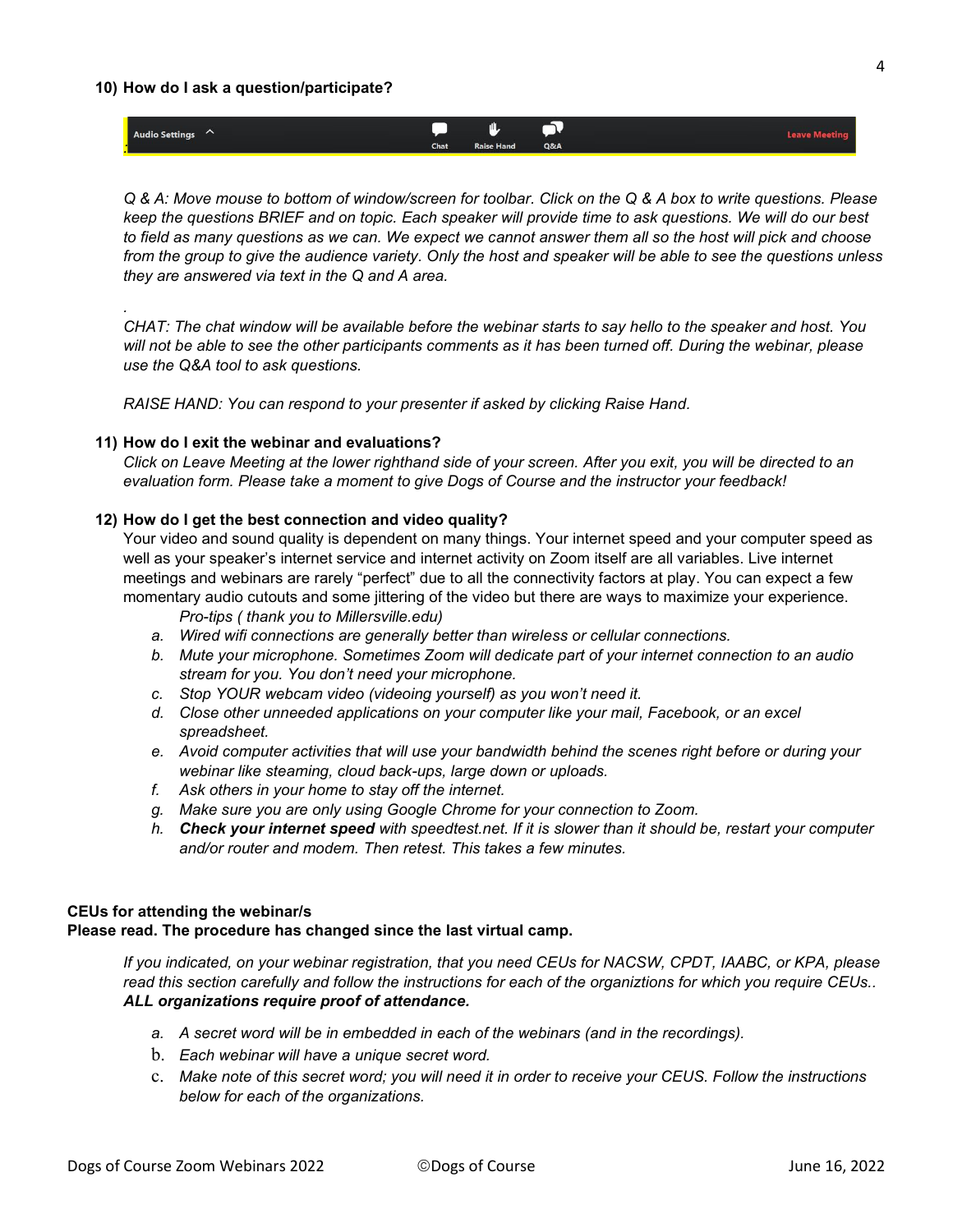### 10) How do I ask a question/participate?

Audio Settings ^ Chat Raise Hand Q&A Leave Meeting

*Q & A: Move mouse to bottom of window/screen for toolbar. Click on the Q & A box to write questions. Please keep the questions BRIEF and on topic. Each speaker will provide time to ask questions. We will do our best to field as many questions as we can. We expect we cannot answer them all so the host will pick and choose from the group to give the audience variety. Only the host and speaker will be able to see the questions unless they are answered via text in the Q and A area.*

*CHAT: The chat window will be available before the webinar starts to say hello to the speaker and host. You will not be able to see the other participants comments as it has been turned off. During the webinar, please use the Q&A tool to ask questions.*

*RAISE HAND: You can respond to your presenter if asked by clicking Raise Hand.*

### 11) How do I exit the webinar and evaluations?

*Click on Leave Meeting at the lower righthand side of your screen. After you exit, you will be directed to an evaluation form. Please take a moment to give Dogs of Course and the instructor your feedback!*

### 12) How do I get the best connection and video quality?

Your video and sound quality is dependent on many things. Your internet speed and your computer speed as well as your speaker's internet service and internet activity on Zoom itself are all variables. Live internet meetings and webinars are rarely "perfect" due to all the connectivity factors at play. You can expect a few momentary audio cutouts and some jittering of the video but there are ways to maximize your experience.

*Pro-tips ( thank you to Millersville.edu)*

a. *Wired wifi connections are generally better than wireless or cellular connections.*
b. *Mute your microphone. Sometimes Zoom will dedicate part of your internet connection to an audio stream for you. You don't need your microphone.*
c. *Stop YOUR webcam video (videoing yourself) as you won't need it.*
d. *Close other unneeded applications on your computer like your mail, Facebook, or an excel spreadsheet.*
e. *Avoid computer activities that will use your bandwidth behind the scenes right before or during your webinar like steaming, cloud back-ups, large down or uploads.*
f. *Ask others in your home to stay off the internet.*
g. *Make sure you are only using Google Chrome for your connection to Zoom.*
h. ***Check your internet speed** with speedtest.net. If it is slower than it should be, restart your computer and/or router and modem. Then retest. This takes a few minutes.*

**CEUs for attending the webinar/s**
**Please read. The procedure has changed since the last virtual camp.**

*If you indicated, on your webinar registration, that you need CEUs for NACSW, CPDT, IAABC, or KPA, please read this section carefully and follow the instructions for each of the organiztions for which you require CEUs..* ***ALL organizations require proof of attendance.***

a. *A secret word will be in embedded in each of the webinars (and in the recordings).*
b. *Each webinar will have a unique secret word.*
c. *Make note of this secret word; you will need it in order to receive your CEUS. Follow the instructions below for each of the organizations.*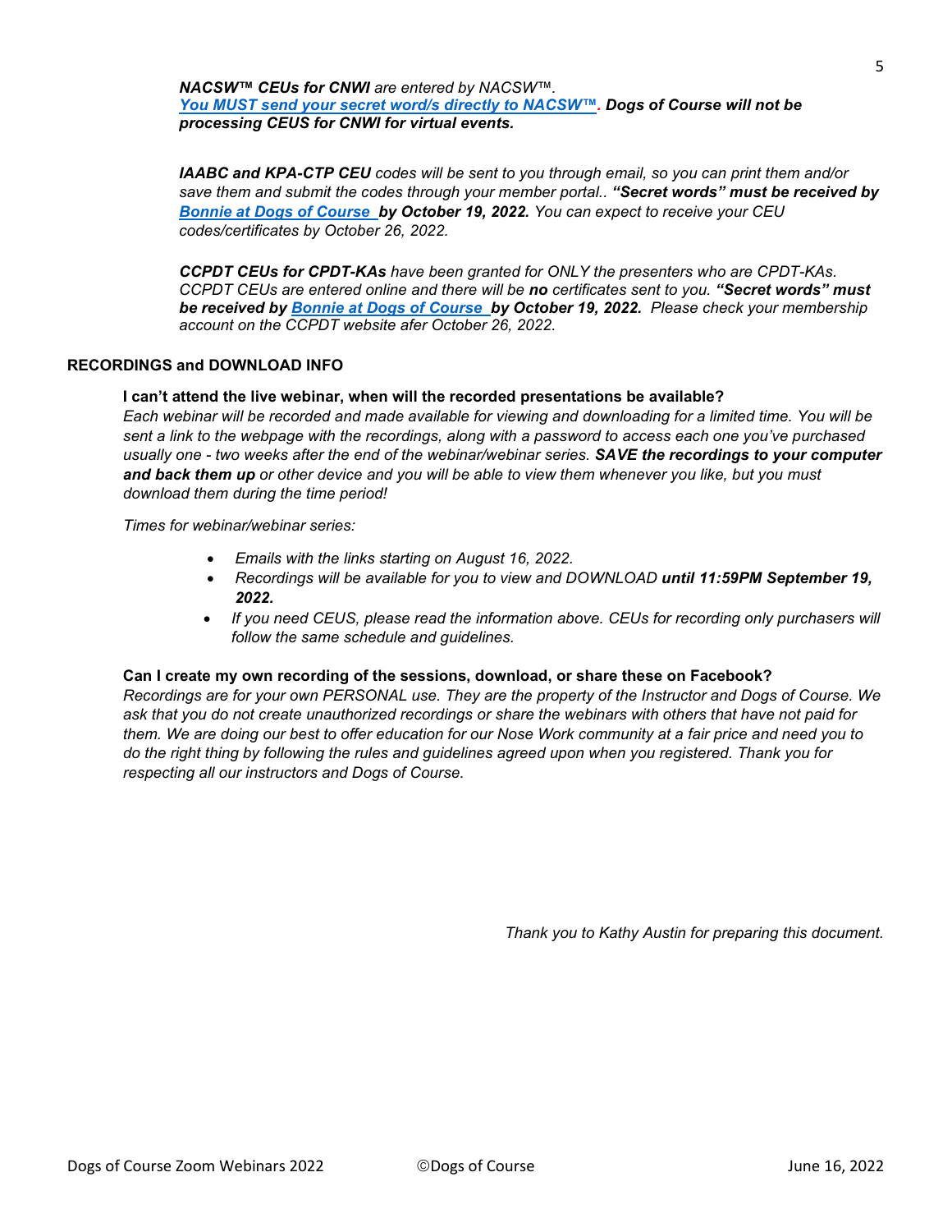***NACSW™ CEUs for CNWI** are entered by NACSW™.*
***You MUST send your secret word/s directly to NACSW™. Dogs of Course will not be processing CEUS for CNWI for virtual events.***

***IAABC and KPA-CTP CEU** codes will be sent to you through email, so you can print them and/or save them and submit the codes through your member portal.. **"Secret words" must be received by Bonnie at Dogs of Course by October 19, 2022.** You can expect to receive your CEU codes/certificates by October 26, 2022.*

***CCPDT CEUs for CPDT-KAs** have been granted for ONLY the presenters who are CPDT-KAs. CCPDT CEUs are entered online and there will be **no** certificates sent to you. **"Secret words" must be received by Bonnie at Dogs of Course by October 19, 2022.** Please check your membership account on the CCPDT website afer October 26, 2022.*

## RECORDINGS and DOWNLOAD INFO

**I can't attend the live webinar, when will the recorded presentations be available?**
*Each webinar will be recorded and made available for viewing and downloading for a limited time. You will be sent a link to the webpage with the recordings, along with a password to access each one you've purchased usually one - two weeks after the end of the webinar/webinar series. **SAVE the recordings to your computer and back them up** or other device and you will be able to view them whenever you like, but you must download them during the time period!*

*Times for webinar/webinar series:*

- *Emails with the links starting on August 16, 2022.*
- *Recordings will be available for you to view and DOWNLOAD **until 11:59PM September 19, 2022.***
- *If you need CEUS, please read the information above. CEUs for recording only purchasers will follow the same schedule and guidelines.*

**Can I create my own recording of the sessions, download, or share these on Facebook?**
*Recordings are for your own PERSONAL use. They are the property of the Instructor and Dogs of Course. We ask that you do not create unauthorized recordings or share the webinars with others that have not paid for them. We are doing our best to offer education for our Nose Work community at a fair price and need you to do the right thing by following the rules and guidelines agreed upon when you registered. Thank you for respecting all our instructors and Dogs of Course.*

*Thank you to Kathy Austin for preparing this document.*